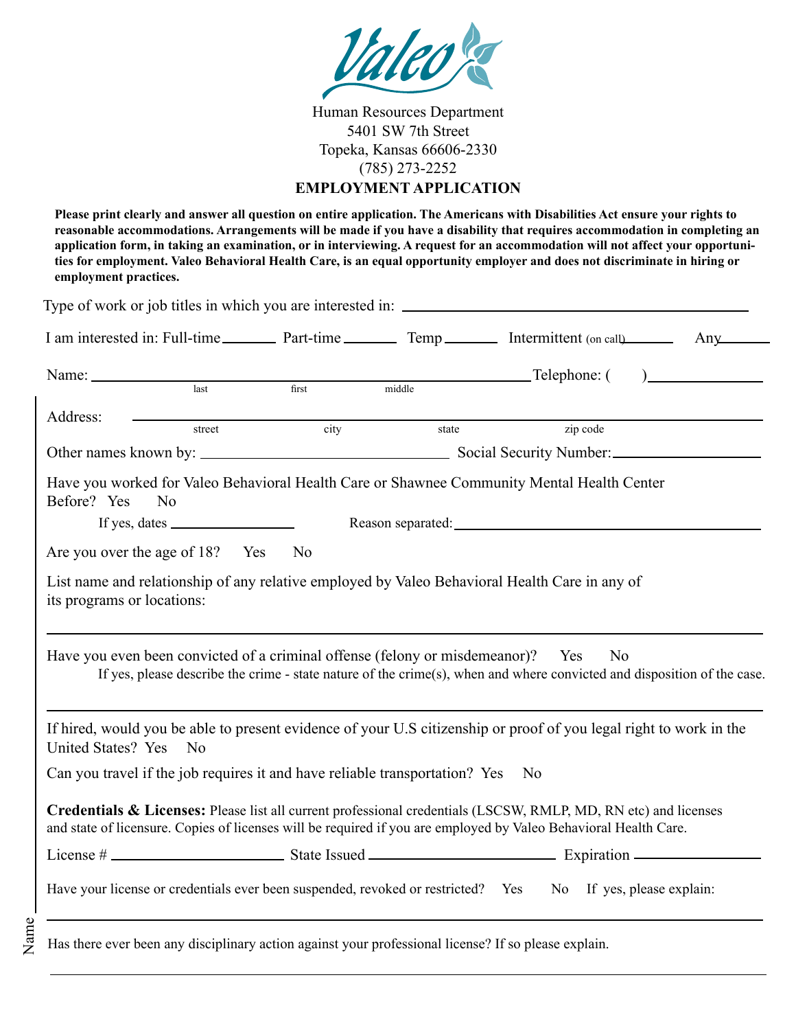# Valeo

Human Resources Department
5401 SW 7th Street
Topeka, Kansas 66606-2330
(785) 273-2252

## EMPLOYMENT APPLICATION

**Please print clearly and answer all question on entire application. The Americans with Disabilities Act ensure your rights to reasonable accommodations. Arrangements will be made if you have a disability that requires accommodation in completing an application form, in taking an examination, or in interviewing. A request for an accommodation will not affect your opportunities for employment. Valeo Behavioral Health Care, is an equal opportunity employer and does not discriminate in hiring or employment practices.**

Type of work or job titles in which you are interested in: ______________________________

I am interested in: Full-time ______ Part-time ______ Temp ______ Intermittent (on call) ______ Any ______

Name: ______________________________ Telephone: ( ) ______________
last first middle

Address: ______________________________
street city state zip code

Other names known by: ______________________ Social Security Number: ______________

Have you worked for Valeo Behavioral Health Care or Shawnee Community Mental Health Center Before? Yes No

If yes, dates ______________ Reason separated: ______________________________

Are you over the age of 18? Yes No

List name and relationship of any relative employed by Valeo Behavioral Health Care in any of its programs or locations:

______________________________

Have you even been convicted of a criminal offense (felony or misdemeanor)? Yes No

If yes, please describe the crime - state nature of the crime(s), when and where convicted and disposition of the case.

______________________________

If hired, would you be able to present evidence of your U.S citizenship or proof of you legal right to work in the United States? Yes No

Can you travel if the job requires it and have reliable transportation? Yes No

**Credentials & Licenses:** Please list all current professional credentials (LSCSW, RMLP, MD, RN etc) and licenses and state of licensure. Copies of licenses will be required if you are employed by Valeo Behavioral Health Care.

License # ______________ State Issued ______________ Expiration ______________

Have your license or credentials ever been suspended, revoked or restricted? Yes No If yes, please explain:

______________________________

Has there ever been any disciplinary action against your professional license? If so please explain.

______________________________

Name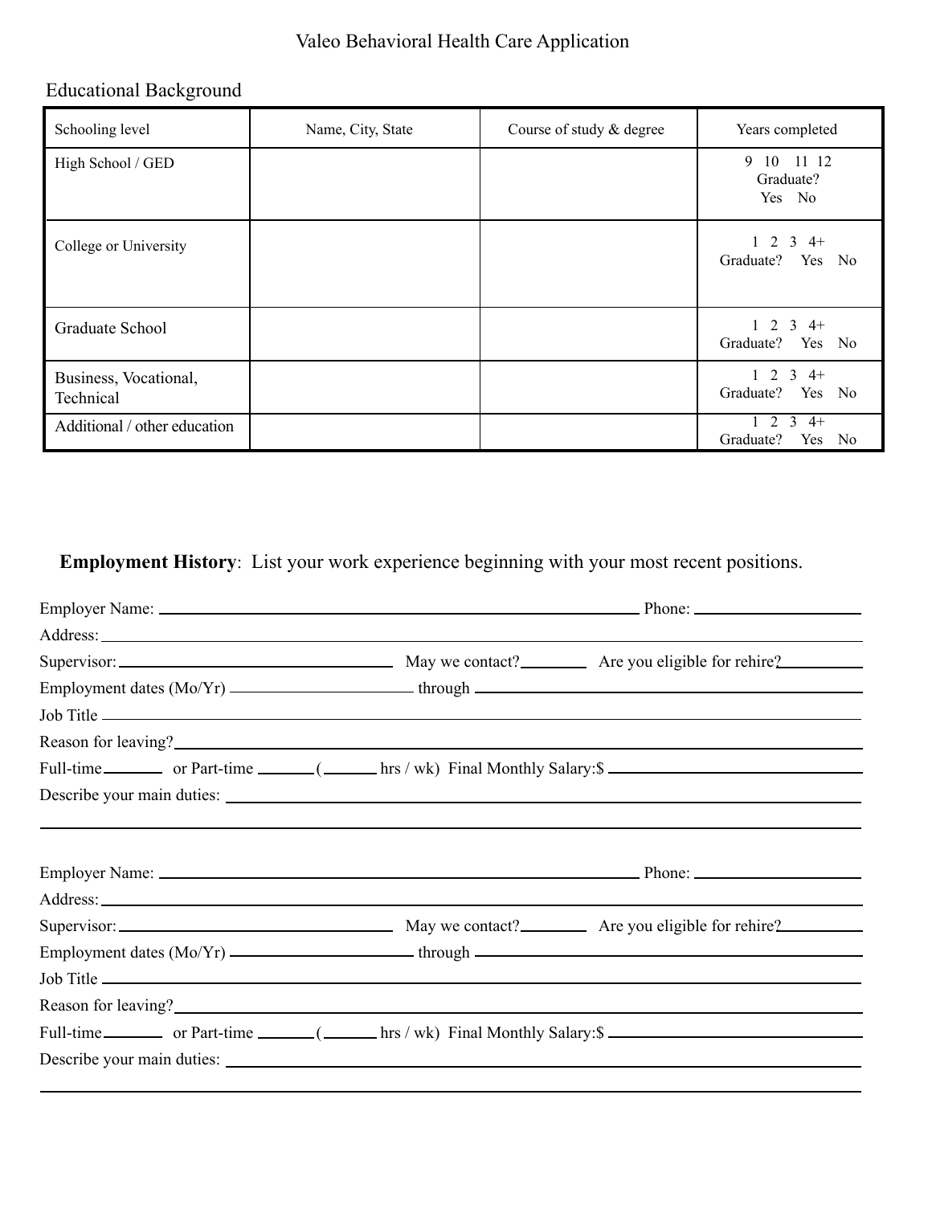Valeo Behavioral Health Care Application

## Educational Background

| Schooling level | Name, City, State | Course of study & degree | Years completed |
|---|---|---|---|
| High School / GED | | | 9 10 11 12 Graduate? Yes No |
| College or University | | | 1 2 3 4+ Graduate? Yes No |
| Graduate School | | | 1 2 3 4+ Graduate? Yes No |
| Business, Vocational, Technical | | | 1 2 3 4+ Graduate? Yes No |
| Additional / other education | | | 1 2 3 4+ Graduate? Yes No |

**Employment History**: List your work experience beginning with your most recent positions.

Employer Name: ______________________________ Phone: ______________

Address: ______________________________

Supervisor: ______________ May we contact? ______ Are you eligible for rehire? ______

Employment dates (Mo/Yr) ______________ through ______________

Job Title ______________________________

Reason for leaving? ______________________________

Full-time ______ or Part-time ______ (______ hrs / wk) Final Monthly Salary:$ ______________

Describe your main duties: ______________________________

______________________________

Employer Name: ______________________________ Phone: ______________

Address: ______________________________

Supervisor: ______________ May we contact? ______ Are you eligible for rehire? ______

Employment dates (Mo/Yr) ______________ through ______________

Job Title ______________________________

Reason for leaving? ______________________________

Full-time ______ or Part-time ______ (______ hrs / wk) Final Monthly Salary:$ ______________

Describe your main duties: ______________________________

______________________________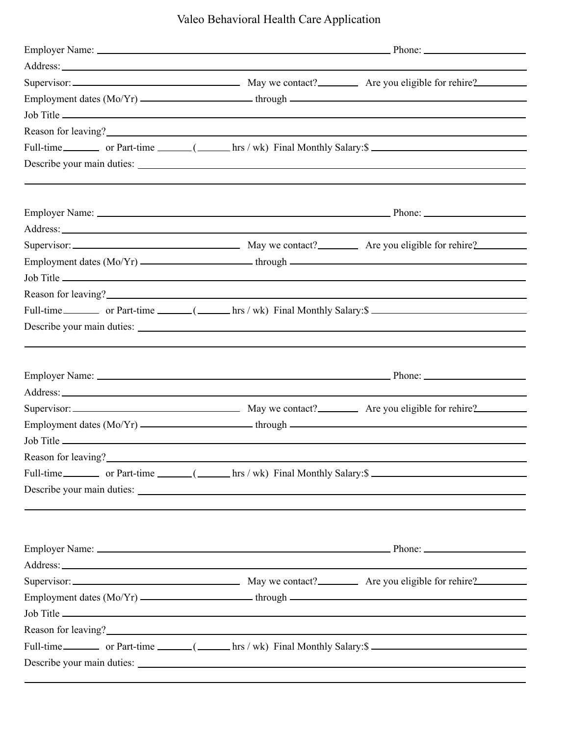# Valeo Behavioral Health Care Application

Employer Name: ______________________________ Phone: ______________

Address: ______________________________________________

Supervisor: ____________________ May we contact?________ Are you eligible for rehire?________

Employment dates (Mo/Yr) ______________ through ______________

Job Title ______________________________________________

Reason for leaving?______________________________________________

Full-time________ or Part-time ______(______ hrs / wk) Final Monthly Salary:$ ______________

Describe your main duties: ______________________________________________

______________________________________________

Employer Name: ______________________________ Phone: ______________

Address: ______________________________________________

Supervisor: ____________________ May we contact?________ Are you eligible for rehire?________

Employment dates (Mo/Yr) ______________ through ______________

Job Title ______________________________________________

Reason for leaving?______________________________________________

Full-time________ or Part-time ______(______ hrs / wk) Final Monthly Salary:$ ______________

Describe your main duties: ______________________________________________

______________________________________________

Employer Name: ______________________________ Phone: ______________

Address: ______________________________________________

Supervisor: ____________________ May we contact?________ Are you eligible for rehire?________

Employment dates (Mo/Yr) ______________ through ______________

Job Title ______________________________________________

Reason for leaving?______________________________________________

Full-time________ or Part-time ______(______ hrs / wk) Final Monthly Salary:$ ______________

Describe your main duties: ______________________________________________

______________________________________________

Employer Name: ______________________________ Phone: ______________

Address: ______________________________________________

Supervisor: ____________________ May we contact?________ Are you eligible for rehire?________

Employment dates (Mo/Yr) ______________ through ______________

Job Title ______________________________________________

Reason for leaving?______________________________________________

Full-time________ or Part-time ______(______ hrs / wk) Final Monthly Salary:$ ______________

Describe your main duties: ______________________________________________

______________________________________________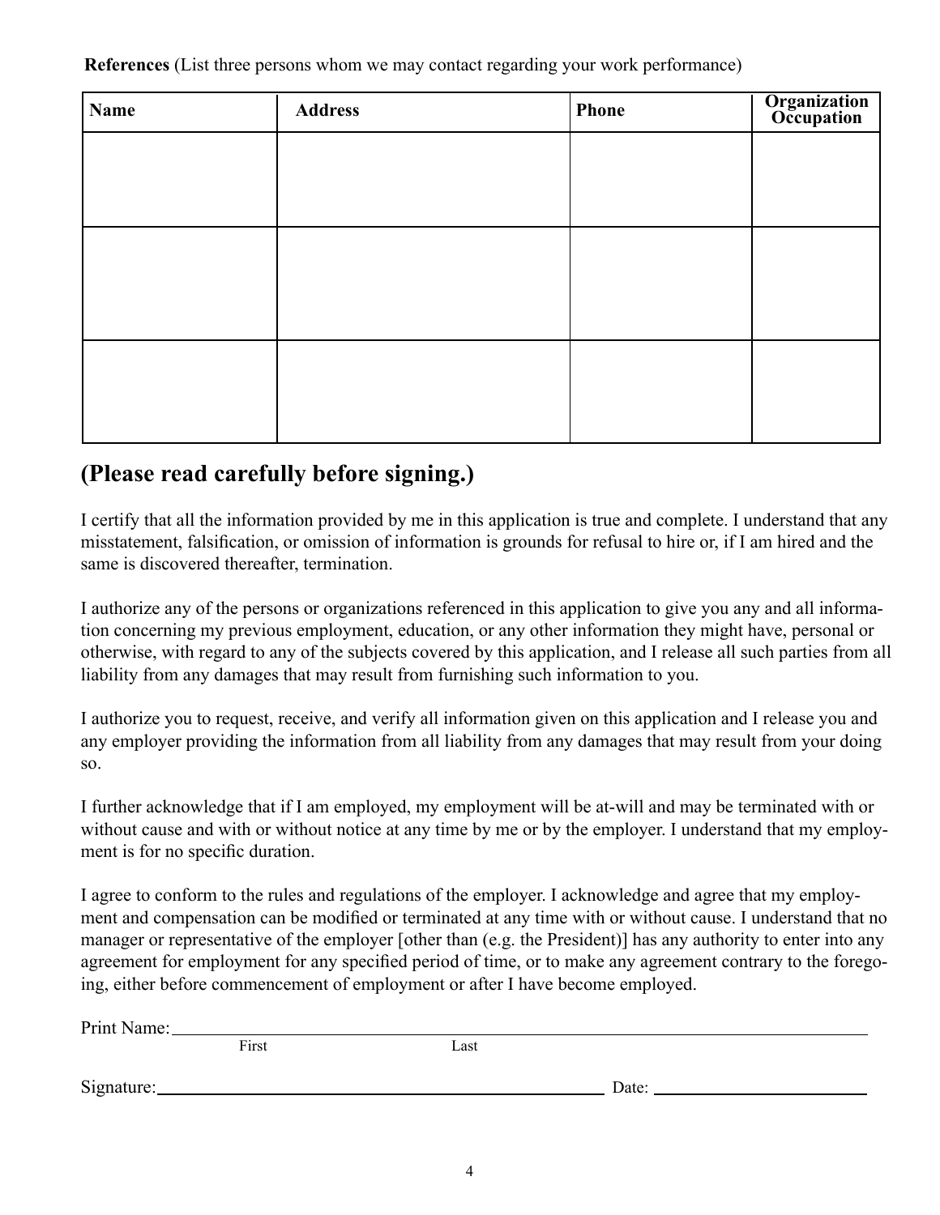**References** (List three persons whom we may contact regarding your work performance)

| Name | Address | Phone | Organization Occupation |
| --- | --- | --- | --- |
| | | | |
| | | | |
| | | | |

## (Please read carefully before signing.)

I certify that all the information provided by me in this application is true and complete. I understand that any misstatement, falsification, or omission of information is grounds for refusal to hire or, if I am hired and the same is discovered thereafter, termination.

I authorize any of the persons or organizations referenced in this application to give you any and all information concerning my previous employment, education, or any other information they might have, personal or otherwise, with regard to any of the subjects covered by this application, and I release all such parties from all liability from any damages that may result from furnishing such information to you.

I authorize you to request, receive, and verify all information given on this application and I release you and any employer providing the information from all liability from any damages that may result from your doing so.

I further acknowledge that if I am employed, my employment will be at-will and may be terminated with or without cause and with or without notice at any time by me or by the employer. I understand that my employment is for no specific duration.

I agree to conform to the rules and regulations of the employer. I acknowledge and agree that my employment and compensation can be modified or terminated at any time with or without cause. I understand that no manager or representative of the employer [other than (e.g. the President)] has any authority to enter into any agreement for employment for any specified period of time, or to make any agreement contrary to the foregoing, either before commencement of employment or after I have become employed.

Print Name: ______________________________________________
First Last

Signature: ______________________________________ Date: ____________________